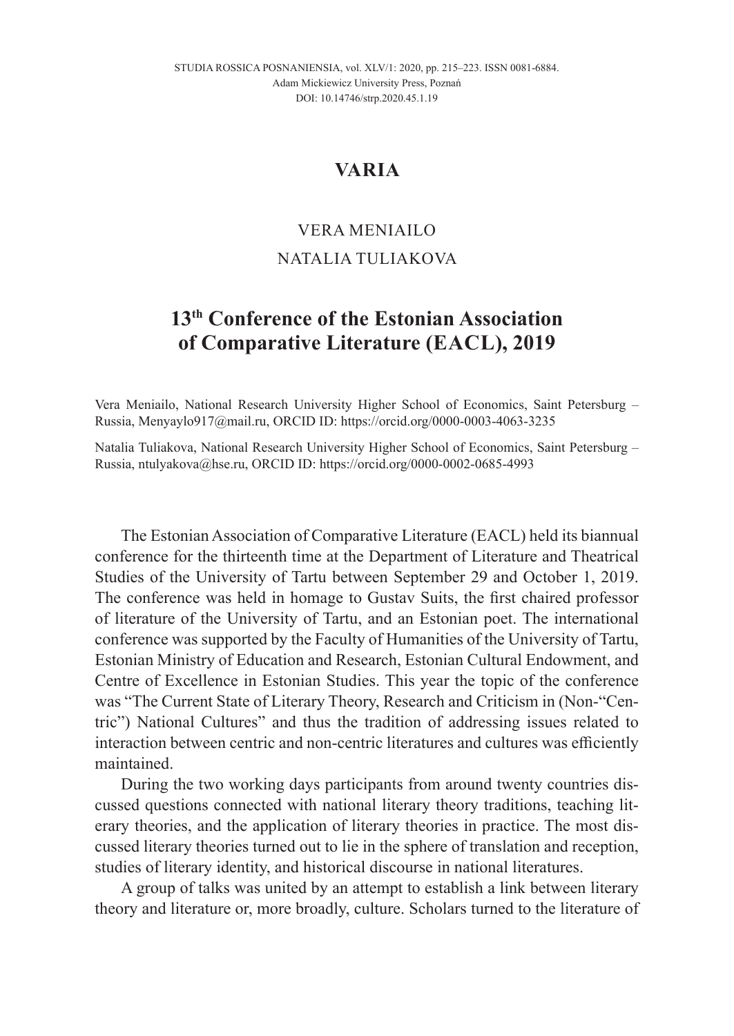# VARIA

VERA MENIAILO

NATALIA TULIAKOVA

## 13th Conference of the Estonian Association of Comparative Literature (EACL), 2019

Vera Meniailo, National Research University Higher School of Economics, Saint Petersburg – Russia, Menyaylo917@mail.ru, ORCID ID: https://orcid.org/0000-0003-4063-3235

Natalia Tuliakova, National Research University Higher School of Economics, Saint Petersburg – Russia, ntulyakova@hse.ru, ORCID ID: https://orcid.org/0000-0002-0685-4993

The Estonian Association of Comparative Literature (EACL) held its biannual conference for the thirteenth time at the Department of Literature and Theatrical Studies of the University of Tartu between September 29 and October 1, 2019. The conference was held in homage to Gustav Suits, the first chaired professor of literature of the University of Tartu, and an Estonian poet. The international conference was supported by the Faculty of Humanities of the University of Tartu, Estonian Ministry of Education and Research, Estonian Cultural Endowment, and Centre of Excellence in Estonian Studies. This year the topic of the conference was "The Current State of Literary Theory, Research and Criticism in (Non-"Centric") National Cultures" and thus the tradition of addressing issues related to interaction between centric and non-centric literatures and cultures was efficiently maintained.

During the two working days participants from around twenty countries discussed questions connected with national literary theory traditions, teaching literary theories, and the application of literary theories in practice. The most discussed literary theories turned out to lie in the sphere of translation and reception, studies of literary identity, and historical discourse in national literatures.

A group of talks was united by an attempt to establish a link between literary theory and literature or, more broadly, culture. Scholars turned to the literature of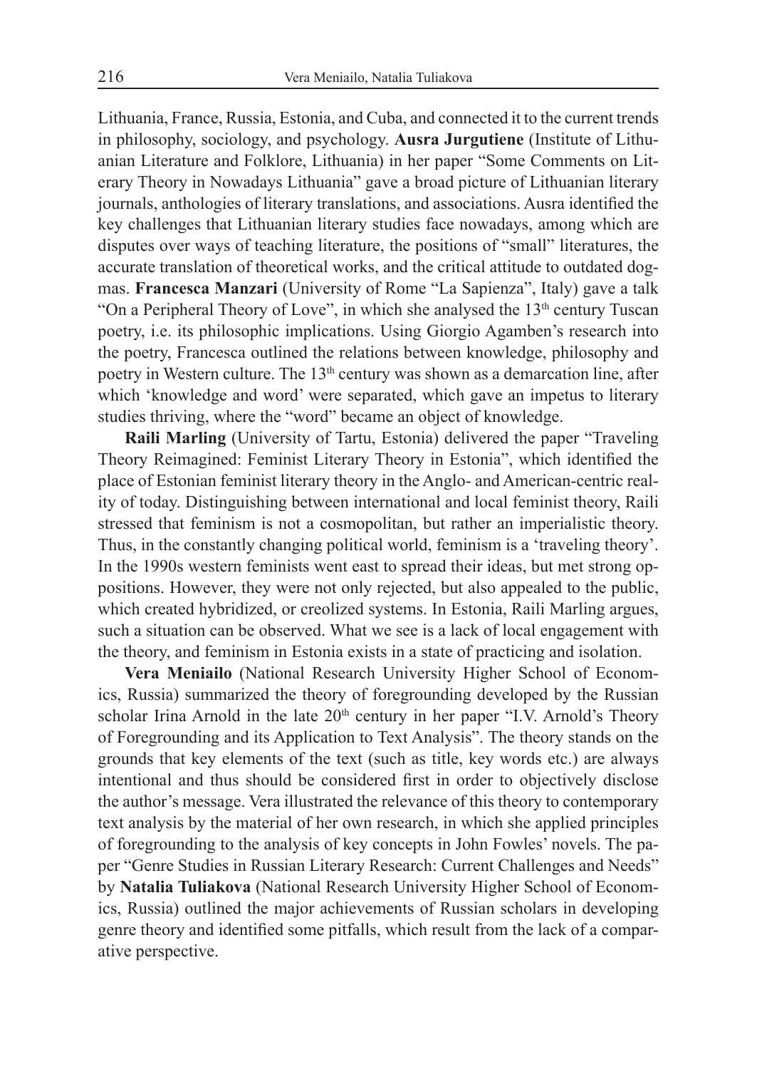Lithuania, France, Russia, Estonia, and Cuba, and connected it to the current trends in philosophy, sociology, and psychology. **Ausra Jurgutiene** (Institute of Lithuanian Literature and Folklore, Lithuania) in her paper "Some Comments on Literary Theory in Nowadays Lithuania" gave a broad picture of Lithuanian literary journals, anthologies of literary translations, and associations. Ausra identified the key challenges that Lithuanian literary studies face nowadays, among which are disputes over ways of teaching literature, the positions of "small" literatures, the accurate translation of theoretical works, and the critical attitude to outdated dogmas. **Francesca Manzari** (University of Rome "La Sapienza", Italy) gave a talk "On a Peripheral Theory of Love", in which she analysed the 13th century Tuscan poetry, i.e. its philosophic implications. Using Giorgio Agamben's research into the poetry, Francesca outlined the relations between knowledge, philosophy and poetry in Western culture. The 13th century was shown as a demarcation line, after which 'knowledge and word' were separated, which gave an impetus to literary studies thriving, where the "word" became an object of knowledge.

**Raili Marling** (University of Tartu, Estonia) delivered the paper "Traveling Theory Reimagined: Feminist Literary Theory in Estonia", which identified the place of Estonian feminist literary theory in the Anglo- and American-centric reality of today. Distinguishing between international and local feminist theory, Raili stressed that feminism is not a cosmopolitan, but rather an imperialistic theory. Thus, in the constantly changing political world, feminism is a 'traveling theory'. In the 1990s western feminists went east to spread their ideas, but met strong oppositions. However, they were not only rejected, but also appealed to the public, which created hybridized, or creolized systems. In Estonia, Raili Marling argues, such a situation can be observed. What we see is a lack of local engagement with the theory, and feminism in Estonia exists in a state of practicing and isolation.

**Vera Meniailo** (National Research University Higher School of Economics, Russia) summarized the theory of foregrounding developed by the Russian scholar Irina Arnold in the late 20th century in her paper "I.V. Arnold's Theory of Foregrounding and its Application to Text Analysis". The theory stands on the grounds that key elements of the text (such as title, key words etc.) are always intentional and thus should be considered first in order to objectively disclose the author's message. Vera illustrated the relevance of this theory to contemporary text analysis by the material of her own research, in which she applied principles of foregrounding to the analysis of key concepts in John Fowles' novels. The paper "Genre Studies in Russian Literary Research: Current Challenges and Needs" by **Natalia Tuliakova** (National Research University Higher School of Economics, Russia) outlined the major achievements of Russian scholars in developing genre theory and identified some pitfalls, which result from the lack of a comparative perspective.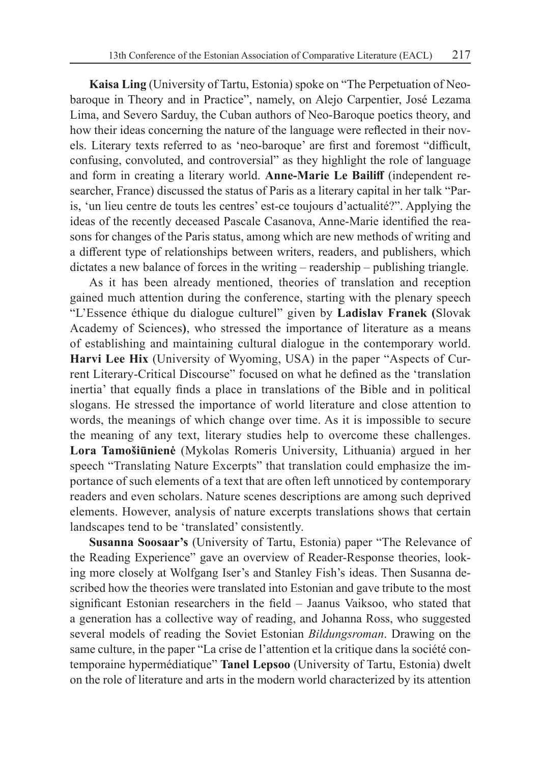**Kaisa Ling** (University of Tartu, Estonia) spoke on "The Perpetuation of Neo-baroque in Theory and in Practice", namely, on Alejo Carpentier, José Lezama Lima, and Severo Sarduy, the Cuban authors of Neo-Baroque poetics theory, and how their ideas concerning the nature of the language were reflected in their novels. Literary texts referred to as 'neo-baroque' are first and foremost "difficult, confusing, convoluted, and controversial" as they highlight the role of language and form in creating a literary world. **Anne-Marie Le Bailiff** (independent researcher, France) discussed the status of Paris as a literary capital in her talk "Paris, 'un lieu centre de touts les centres' est-ce toujours d'actualité?". Applying the ideas of the recently deceased Pascale Casanova, Anne-Marie identified the reasons for changes of the Paris status, among which are new methods of writing and a different type of relationships between writers, readers, and publishers, which dictates a new balance of forces in the writing – readership – publishing triangle.

As it has been already mentioned, theories of translation and reception gained much attention during the conference, starting with the plenary speech "L'Essence éthique du dialogue culturel" given by **Ladislav Franek (**Slovak Academy of Sciences**)**, who stressed the importance of literature as a means of establishing and maintaining cultural dialogue in the contemporary world. **Harvi Lee Hix** (University of Wyoming, USA) in the paper "Aspects of Current Literary-Critical Discourse" focused on what he defined as the 'translation inertia' that equally finds a place in translations of the Bible and in political slogans. He stressed the importance of world literature and close attention to words, the meanings of which change over time. As it is impossible to secure the meaning of any text, literary studies help to overcome these challenges. **Lora Tamošiūnienė** (Mykolas Romeris University, Lithuania) argued in her speech "Translating Nature Excerpts" that translation could emphasize the importance of such elements of a text that are often left unnoticed by contemporary readers and even scholars. Nature scenes descriptions are among such deprived elements. However, analysis of nature excerpts translations shows that certain landscapes tend to be 'translated' consistently.

**Susanna Soosaar's** (University of Tartu, Estonia) paper "The Relevance of the Reading Experience" gave an overview of Reader-Response theories, looking more closely at Wolfgang Iser's and Stanley Fish's ideas. Then Susanna described how the theories were translated into Estonian and gave tribute to the most significant Estonian researchers in the field – Jaanus Vaiksoo, who stated that a generation has a collective way of reading, and Johanna Ross, who suggested several models of reading the Soviet Estonian *Bildungsroman*. Drawing on the same culture, in the paper "La crise de l'attention et la critique dans la société contemporaine hypermédiatique" **Tanel Lepsoo** (University of Tartu, Estonia) dwelt on the role of literature and arts in the modern world characterized by its attention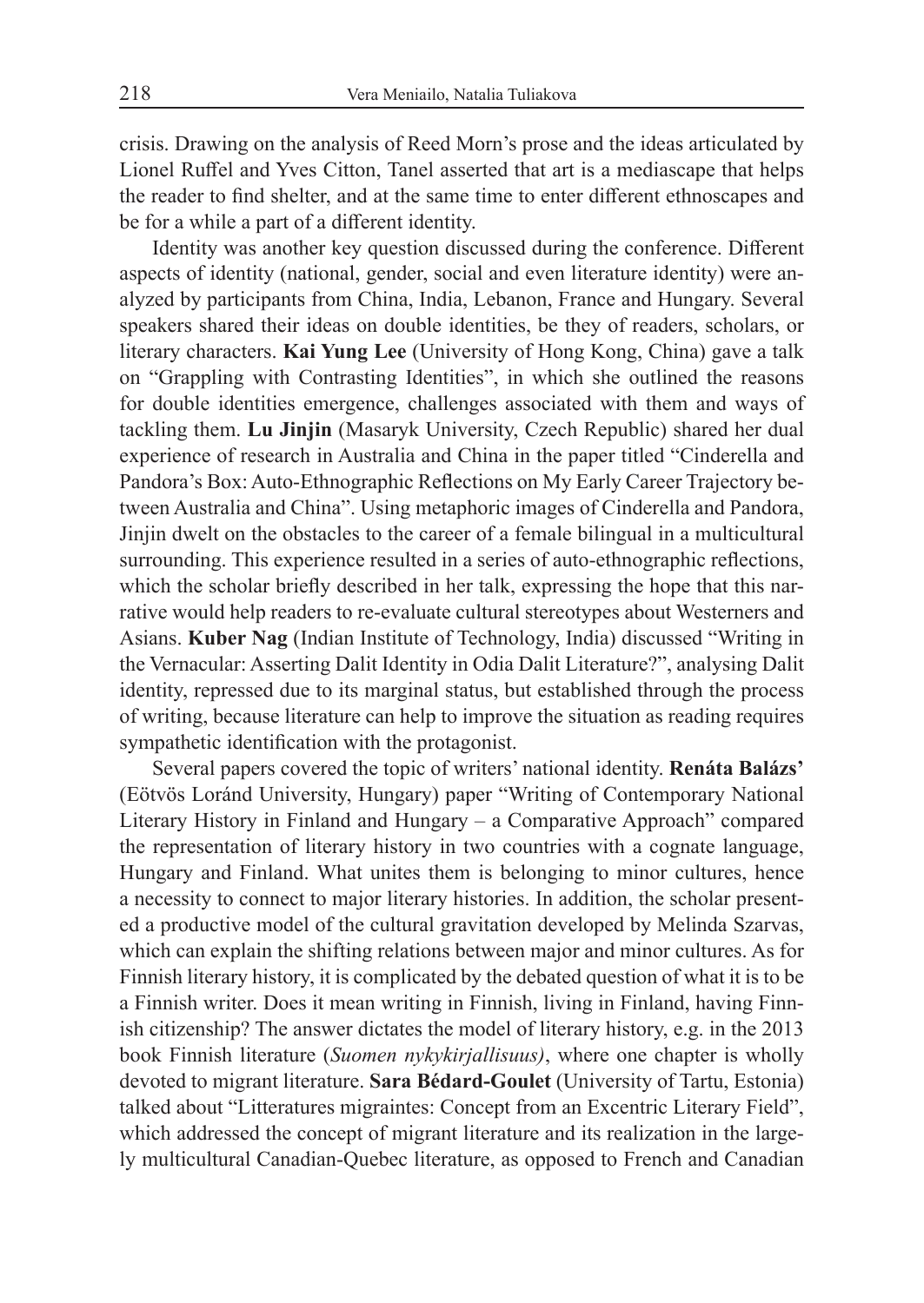crisis. Drawing on the analysis of Reed Morn's prose and the ideas articulated by Lionel Ruffel and Yves Citton, Tanel asserted that art is a mediascape that helps the reader to find shelter, and at the same time to enter different ethnoscapes and be for a while a part of a different identity.

Identity was another key question discussed during the conference. Different aspects of identity (national, gender, social and even literature identity) were analyzed by participants from China, India, Lebanon, France and Hungary. Several speakers shared their ideas on double identities, be they of readers, scholars, or literary characters. **Kai Yung Lee** (University of Hong Kong, China) gave a talk on "Grappling with Contrasting Identities", in which she outlined the reasons for double identities emergence, challenges associated with them and ways of tackling them. **Lu Jinjin** (Masaryk University, Czech Republic) shared her dual experience of research in Australia and China in the paper titled "Cinderella and Pandora's Box: Auto-Ethnographic Reflections on My Early Career Trajectory between Australia and China". Using metaphoric images of Cinderella and Pandora, Jinjin dwelt on the obstacles to the career of a female bilingual in a multicultural surrounding. This experience resulted in a series of auto-ethnographic reflections, which the scholar briefly described in her talk, expressing the hope that this narrative would help readers to re-evaluate cultural stereotypes about Westerners and Asians. **Kuber Nag** (Indian Institute of Technology, India) discussed "Writing in the Vernacular: Asserting Dalit Identity in Odia Dalit Literature?", analysing Dalit identity, repressed due to its marginal status, but established through the process of writing, because literature can help to improve the situation as reading requires sympathetic identification with the protagonist.

Several papers covered the topic of writers' national identity. **Renáta Balázs'** (Eötvös Loránd University, Hungary) paper "Writing of Contemporary National Literary History in Finland and Hungary – a Comparative Approach" compared the representation of literary history in two countries with a cognate language, Hungary and Finland. What unites them is belonging to minor cultures, hence a necessity to connect to major literary histories. In addition, the scholar presented a productive model of the cultural gravitation developed by Melinda Szarvas, which can explain the shifting relations between major and minor cultures. As for Finnish literary history, it is complicated by the debated question of what it is to be a Finnish writer. Does it mean writing in Finnish, living in Finland, having Finnish citizenship? The answer dictates the model of literary history, e.g. in the 2013 book Finnish literature (*Suomen nykykirjallisuus)*, where one chapter is wholly devoted to migrant literature. **Sara Bédard-Goulet** (University of Tartu, Estonia) talked about "Litteratures migraintes: Concept from an Excentric Literary Field", which addressed the concept of migrant literature and its realization in the largely multicultural Canadian-Quebec literature, as opposed to French and Canadian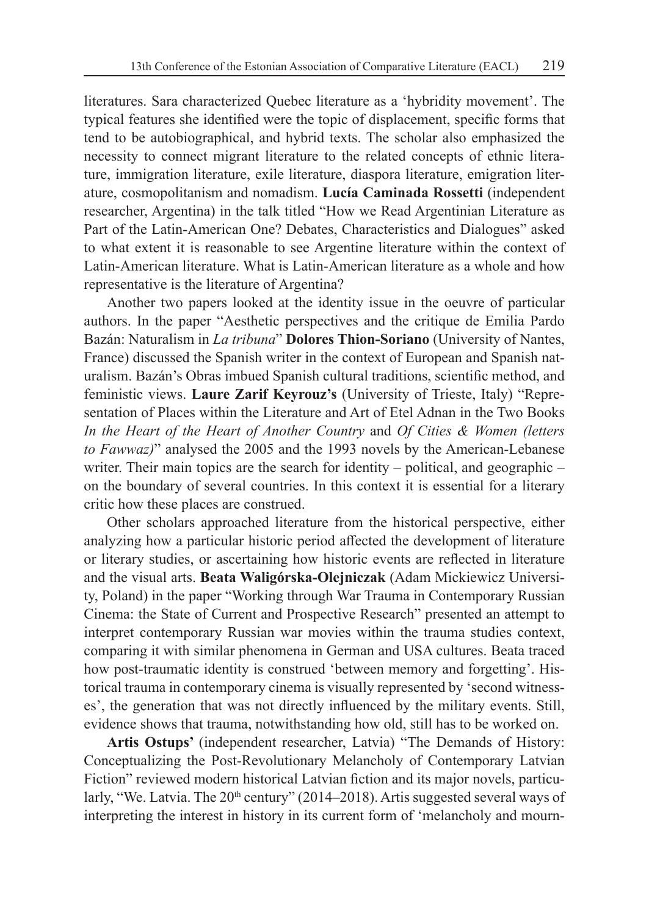literatures. Sara characterized Quebec literature as a 'hybridity movement'. The typical features she identified were the topic of displacement, specific forms that tend to be autobiographical, and hybrid texts. The scholar also emphasized the necessity to connect migrant literature to the related concepts of ethnic literature, immigration literature, exile literature, diaspora literature, emigration literature, cosmopolitanism and nomadism. **Lucía Caminada Rossetti** (independent researcher, Argentina) in the talk titled "How we Read Argentinian Literature as Part of the Latin-American One? Debates, Characteristics and Dialogues" asked to what extent it is reasonable to see Argentine literature within the context of Latin-American literature. What is Latin-American literature as a whole and how representative is the literature of Argentina?

Another two papers looked at the identity issue in the oeuvre of particular authors. In the paper "Aesthetic perspectives and the critique de Emilia Pardo Bazán: Naturalism in *La tribuna*" **Dolores Thion-Soriano** (University of Nantes, France) discussed the Spanish writer in the context of European and Spanish naturalism. Bazán's Obras imbued Spanish cultural traditions, scientific method, and feministic views. **Laure Zarif Keyrouz's** (University of Trieste, Italy) "Representation of Places within the Literature and Art of Etel Adnan in the Two Books *In the Heart of the Heart of Another Country* and *Of Cities & Women (letters to Fawwaz)*" analysed the 2005 and the 1993 novels by the American-Lebanese writer. Their main topics are the search for identity – political, and geographic – on the boundary of several countries. In this context it is essential for a literary critic how these places are construed.

Other scholars approached literature from the historical perspective, either analyzing how a particular historic period affected the development of literature or literary studies, or ascertaining how historic events are reflected in literature and the visual arts. **Beata Waligórska-Olejniczak** (Adam Mickiewicz University, Poland) in the paper "Working through War Trauma in Contemporary Russian Cinema: the State of Current and Prospective Research" presented an attempt to interpret contemporary Russian war movies within the trauma studies context, comparing it with similar phenomena in German and USA cultures. Beata traced how post-traumatic identity is construed 'between memory and forgetting'. Historical trauma in contemporary cinema is visually represented by 'second witnesses', the generation that was not directly influenced by the military events. Still, evidence shows that trauma, notwithstanding how old, still has to be worked on.

**Artis Ostups'** (independent researcher, Latvia) "The Demands of History: Conceptualizing the Post-Revolutionary Melancholy of Contemporary Latvian Fiction" reviewed modern historical Latvian fiction and its major novels, particularly, "We. Latvia. The 20th century" (2014–2018). Artis suggested several ways of interpreting the interest in history in its current form of 'melancholy and mourn-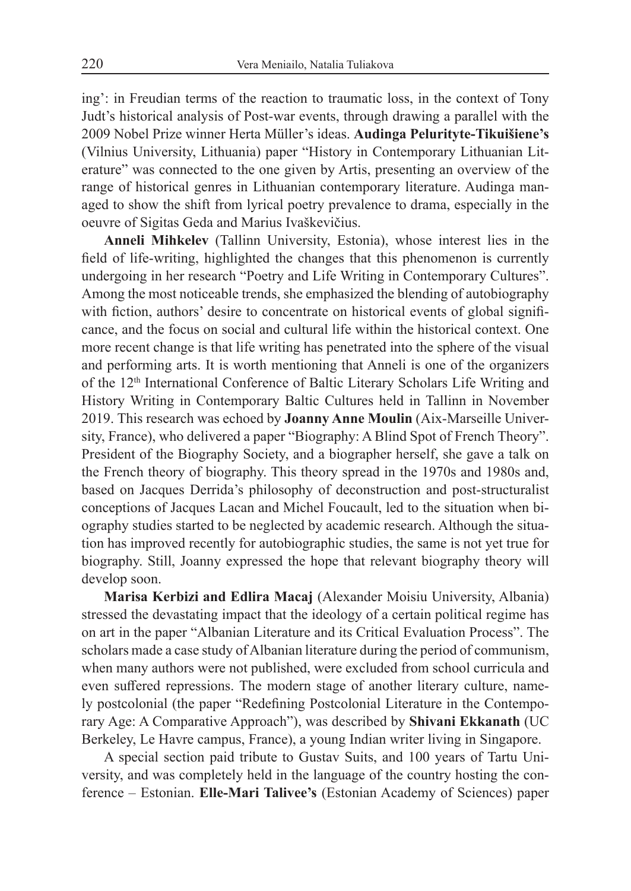ing': in Freudian terms of the reaction to traumatic loss, in the context of Tony Judt's historical analysis of Post-war events, through drawing a parallel with the 2009 Nobel Prize winner Herta Müller's ideas. **Audinga Pelurityte-Tikuišiene's** (Vilnius University, Lithuania) paper "History in Contemporary Lithuanian Literature" was connected to the one given by Artis, presenting an overview of the range of historical genres in Lithuanian contemporary literature. Audinga managed to show the shift from lyrical poetry prevalence to drama, especially in the oeuvre of Sigitas Geda and Marius Ivaškevičius.

**Anneli Mihkelev** (Tallinn University, Estonia), whose interest lies in the field of life-writing, highlighted the changes that this phenomenon is currently undergoing in her research "Poetry and Life Writing in Contemporary Cultures". Among the most noticeable trends, she emphasized the blending of autobiography with fiction, authors' desire to concentrate on historical events of global significance, and the focus on social and cultural life within the historical context. One more recent change is that life writing has penetrated into the sphere of the visual and performing arts. It is worth mentioning that Anneli is one of the organizers of the 12th International Conference of Baltic Literary Scholars Life Writing and History Writing in Contemporary Baltic Cultures held in Tallinn in November 2019. This research was echoed by **Joanny Anne Moulin** (Aix-Marseille University, France), who delivered a paper "Biography: A Blind Spot of French Theory". President of the Biography Society, and a biographer herself, she gave a talk on the French theory of biography. This theory spread in the 1970s and 1980s and, based on Jacques Derrida's philosophy of deconstruction and post-structuralist conceptions of Jacques Lacan and Michel Foucault, led to the situation when biography studies started to be neglected by academic research. Although the situation has improved recently for autobiographic studies, the same is not yet true for biography. Still, Joanny expressed the hope that relevant biography theory will develop soon.

**Marisa Kerbizi and Edlira Macaj** (Alexander Moisiu University, Albania) stressed the devastating impact that the ideology of a certain political regime has on art in the paper "Albanian Literature and its Critical Evaluation Process". The scholars made a case study of Albanian literature during the period of communism, when many authors were not published, were excluded from school curricula and even suffered repressions. The modern stage of another literary culture, namely postcolonial (the paper "Redefining Postcolonial Literature in the Contemporary Age: A Comparative Approach"), was described by **Shivani Ekkanath** (UC Berkeley, Le Havre campus, France), a young Indian writer living in Singapore.

A special section paid tribute to Gustav Suits, and 100 years of Tartu University, and was completely held in the language of the country hosting the conference – Estonian. **Elle-Mari Talivee's** (Estonian Academy of Sciences) paper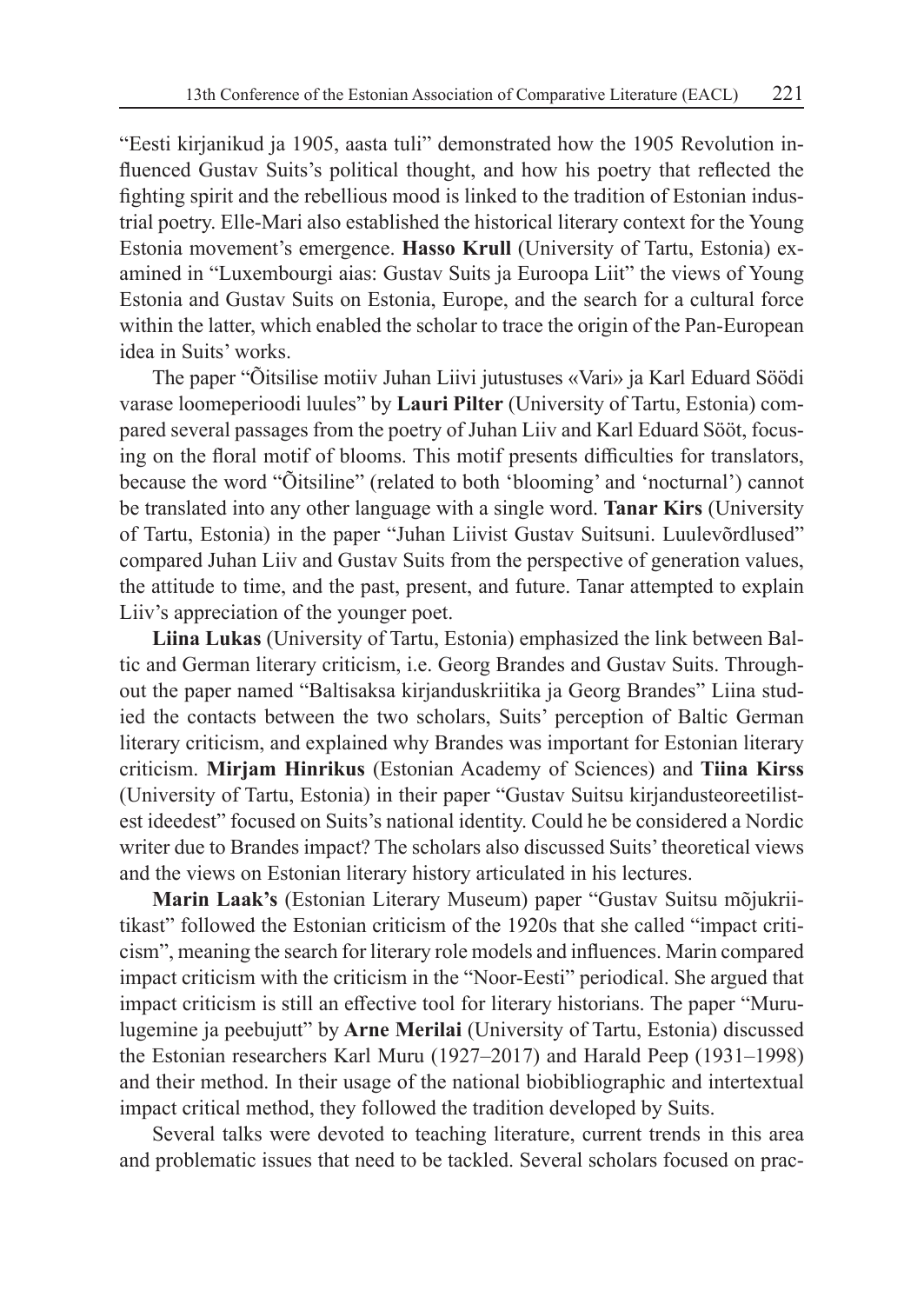"Eesti kirjanikud ja 1905, aasta tuli" demonstrated how the 1905 Revolution influenced Gustav Suits's political thought, and how his poetry that reflected the fighting spirit and the rebellious mood is linked to the tradition of Estonian industrial poetry. Elle-Mari also established the historical literary context for the Young Estonia movement's emergence. **Hasso Krull** (University of Tartu, Estonia) examined in "Luxembourgi aias: Gustav Suits ja Euroopa Liit" the views of Young Estonia and Gustav Suits on Estonia, Europe, and the search for a cultural force within the latter, which enabled the scholar to trace the origin of the Pan-European idea in Suits' works.

The paper "Õitsilise motiiv Juhan Liivi jutustuses «Vari» ja Karl Eduard Söödi varase loomeperioodi luules" by **Lauri Pilter** (University of Tartu, Estonia) compared several passages from the poetry of Juhan Liiv and Karl Eduard Sööt, focusing on the floral motif of blooms. This motif presents difficulties for translators, because the word "Õitsiline" (related to both 'blooming' and 'nocturnal') cannot be translated into any other language with a single word. **Tanar Kirs** (University of Tartu, Estonia) in the paper "Juhan Liivist Gustav Suitsuni. Luulevõrdlused" compared Juhan Liiv and Gustav Suits from the perspective of generation values, the attitude to time, and the past, present, and future. Tanar attempted to explain Liiv's appreciation of the younger poet.

**Liina Lukas** (University of Tartu, Estonia) emphasized the link between Baltic and German literary criticism, i.e. Georg Brandes and Gustav Suits. Throughout the paper named "Baltisaksa kirjanduskriitika ja Georg Brandes" Liina studied the contacts between the two scholars, Suits' perception of Baltic German literary criticism, and explained why Brandes was important for Estonian literary criticism. **Mirjam Hinrikus** (Estonian Academy of Sciences) and **Tiina Kirss** (University of Tartu, Estonia) in their paper "Gustav Suitsu kirjandusteoreetilistest ideedest" focused on Suits's national identity. Could he be considered a Nordic writer due to Brandes impact? The scholars also discussed Suits' theoretical views and the views on Estonian literary history articulated in his lectures.

**Marin Laak's** (Estonian Literary Museum) paper "Gustav Suitsu mõjukriitikast" followed the Estonian criticism of the 1920s that she called "impact criticism", meaning the search for literary role models and influences. Marin compared impact criticism with the criticism in the "Noor-Eesti" periodical. She argued that impact criticism is still an effective tool for literary historians. The paper "Murulugemine ja peebujutt" by **Arne Merilai** (University of Tartu, Estonia) discussed the Estonian researchers Karl Muru (1927–2017) and Harald Peep (1931–1998) and their method. In their usage of the national biobibliographic and intertextual impact critical method, they followed the tradition developed by Suits.

Several talks were devoted to teaching literature, current trends in this area and problematic issues that need to be tackled. Several scholars focused on prac-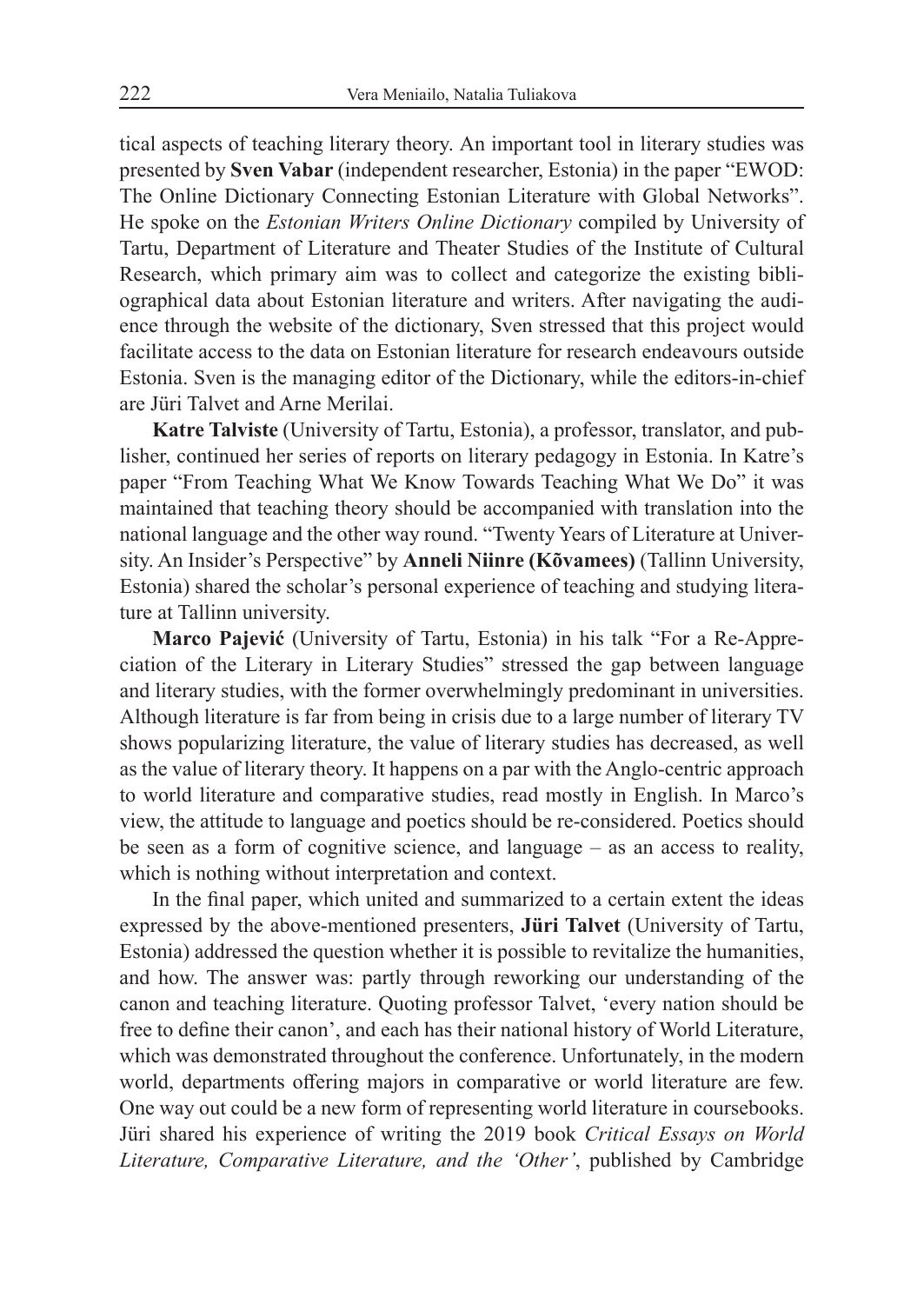tical aspects of teaching literary theory. An important tool in literary studies was presented by **Sven Vabar** (independent researcher, Estonia) in the paper "EWOD: The Online Dictionary Connecting Estonian Literature with Global Networks". He spoke on the *Estonian Writers Online Dictionary* compiled by University of Tartu, Department of Literature and Theater Studies of the Institute of Cultural Research, which primary aim was to collect and categorize the existing bibliographical data about Estonian literature and writers. After navigating the audience through the website of the dictionary, Sven stressed that this project would facilitate access to the data on Estonian literature for research endeavours outside Estonia. Sven is the managing editor of the Dictionary, while the editors-in-chief are Jüri Talvet and Arne Merilai.

**Katre Talviste** (University of Tartu, Estonia), a professor, translator, and publisher, continued her series of reports on literary pedagogy in Estonia. In Katre's paper "From Teaching What We Know Towards Teaching What We Do" it was maintained that teaching theory should be accompanied with translation into the national language and the other way round. "Twenty Years of Literature at University. An Insider's Perspective" by **Anneli Niinre (Kõvamees)** (Tallinn University, Estonia) shared the scholar's personal experience of teaching and studying literature at Tallinn university.

**Marco Pajević** (University of Tartu, Estonia) in his talk "For a Re-Appreciation of the Literary in Literary Studies" stressed the gap between language and literary studies, with the former overwhelmingly predominant in universities. Although literature is far from being in crisis due to a large number of literary TV shows popularizing literature, the value of literary studies has decreased, as well as the value of literary theory. It happens on a par with the Anglo-centric approach to world literature and comparative studies, read mostly in English. In Marco's view, the attitude to language and poetics should be re-considered. Poetics should be seen as a form of cognitive science, and language – as an access to reality, which is nothing without interpretation and context.

In the final paper, which united and summarized to a certain extent the ideas expressed by the above-mentioned presenters, **Jüri Talvet** (University of Tartu, Estonia) addressed the question whether it is possible to revitalize the humanities, and how. The answer was: partly through reworking our understanding of the canon and teaching literature. Quoting professor Talvet, 'every nation should be free to define their canon', and each has their national history of World Literature, which was demonstrated throughout the conference. Unfortunately, in the modern world, departments offering majors in comparative or world literature are few. One way out could be a new form of representing world literature in coursebooks. Jüri shared his experience of writing the 2019 book *Critical Essays on World Literature, Comparative Literature, and the 'Other'*, published by Cambridge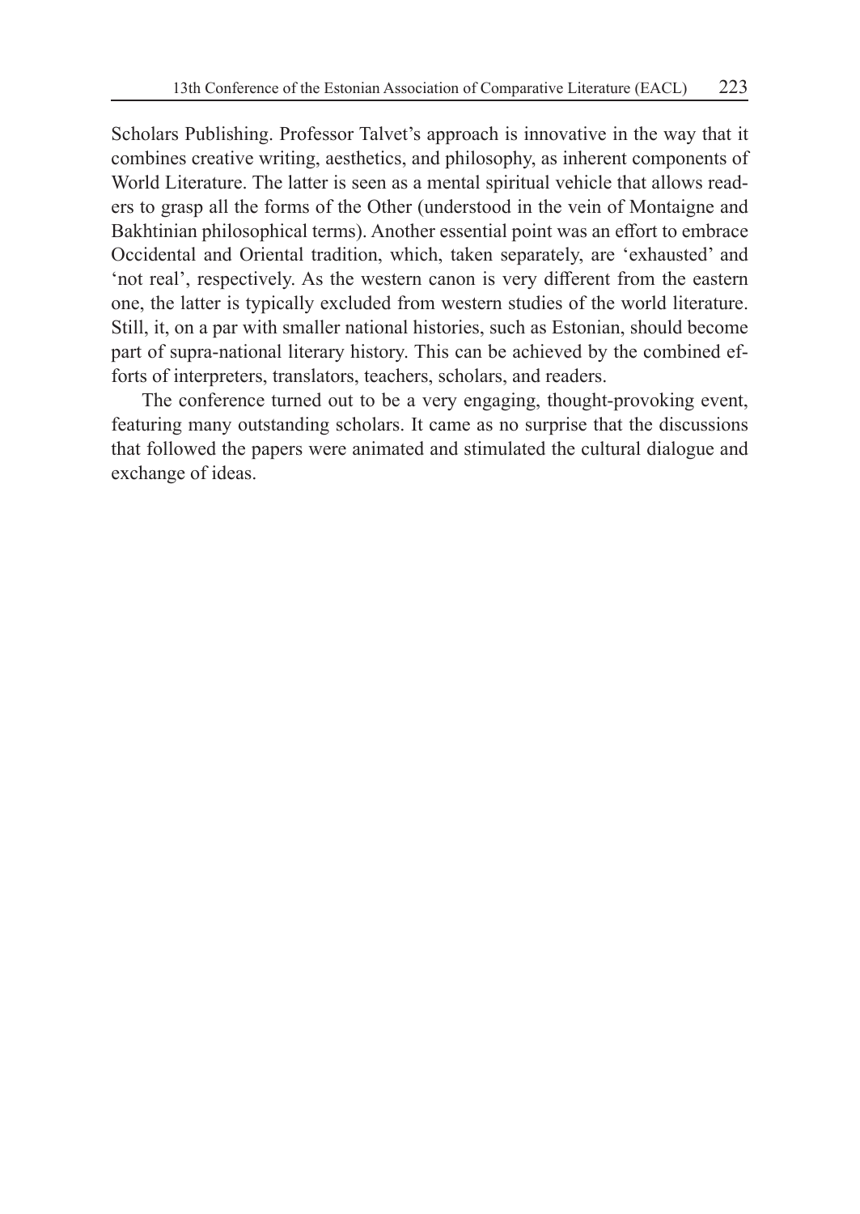Scholars Publishing. Professor Talvet's approach is innovative in the way that it combines creative writing, aesthetics, and philosophy, as inherent components of World Literature. The latter is seen as a mental spiritual vehicle that allows readers to grasp all the forms of the Other (understood in the vein of Montaigne and Bakhtinian philosophical terms). Another essential point was an effort to embrace Occidental and Oriental tradition, which, taken separately, are 'exhausted' and 'not real', respectively. As the western canon is very different from the eastern one, the latter is typically excluded from western studies of the world literature. Still, it, on a par with smaller national histories, such as Estonian, should become part of supra-national literary history. This can be achieved by the combined efforts of interpreters, translators, teachers, scholars, and readers.

The conference turned out to be a very engaging, thought-provoking event, featuring many outstanding scholars. It came as no surprise that the discussions that followed the papers were animated and stimulated the cultural dialogue and exchange of ideas.